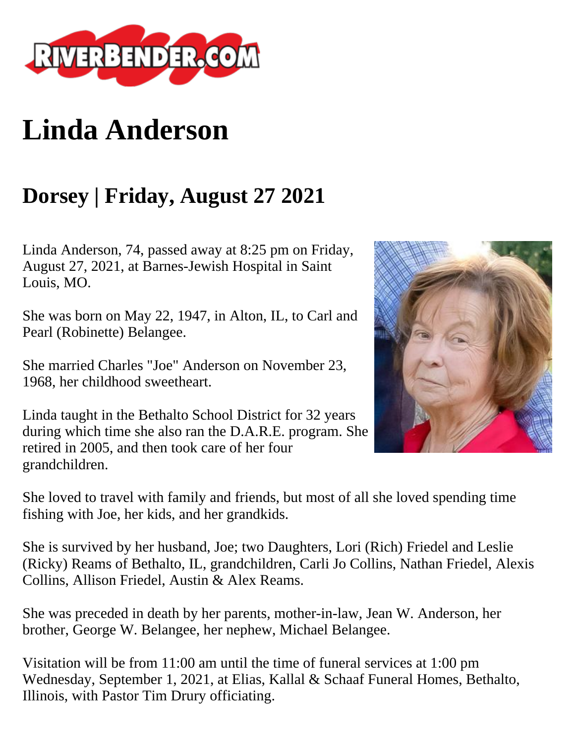# Linda Anderson

## Dorsey | Friday, August 27 2021

Linda Anderson, 74, passed away at 8:25 pm on Friday, August 27, 2021, at Barnes-Jewish Hospital in Saint Louis, MO.

She was born on May 22, 1947, in Alton, IL, to Carl and Pearl (Robinette) Belangee.

She married Charles "Joe" Anderson on November 23, 1968, her childhood sweetheart.

Linda taught in the Bethalto School District for 32 years during which time she also ran the D.A.R.E. program. She retired in 2005, and then took care of her four grandchildren.

She loved to travel with family and friends, but most of all she loved spending time fishing with Joe, her kids, and her grandkids.

She is survived by her husband, Joe; two Daughters, Lori (Rich) Friedel and Leslie (Ricky) Reams of Bethalto, IL, grandchildren, Carli Jo Collins, Nathan Friedel, Alexis Collins, Allison Friedel, Austin & Alex Reams.

She was preceded in death by her parents, mother-in-law, Jean W. Anderson, her brother, George W. Belangee, her nephew, Michael Belangee.

Visitation will be from 11:00 am until the time of funeral services at 1:00 pm Wednesday, September 1, 2021, at Elias, Kallal & Schaaf Funeral Homes, Bethalto, Illinois, with Pastor Tim Drury officiating.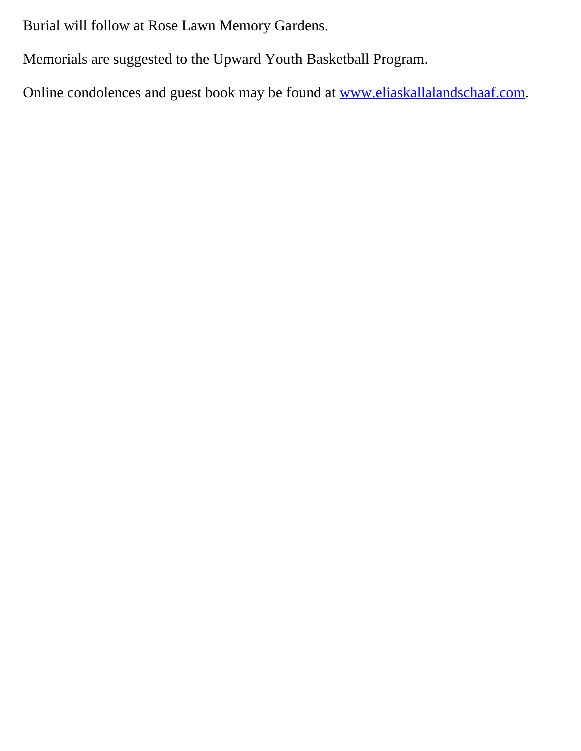Burial will follow at Rose Lawn Memory Gardens.

Memorials are suggested to the Upward Youth Basketball Program.

Online condolences and guest book may be found at [www.eliaskallalandschaaf.com](http://www.eliaskallalandschaaf.com).